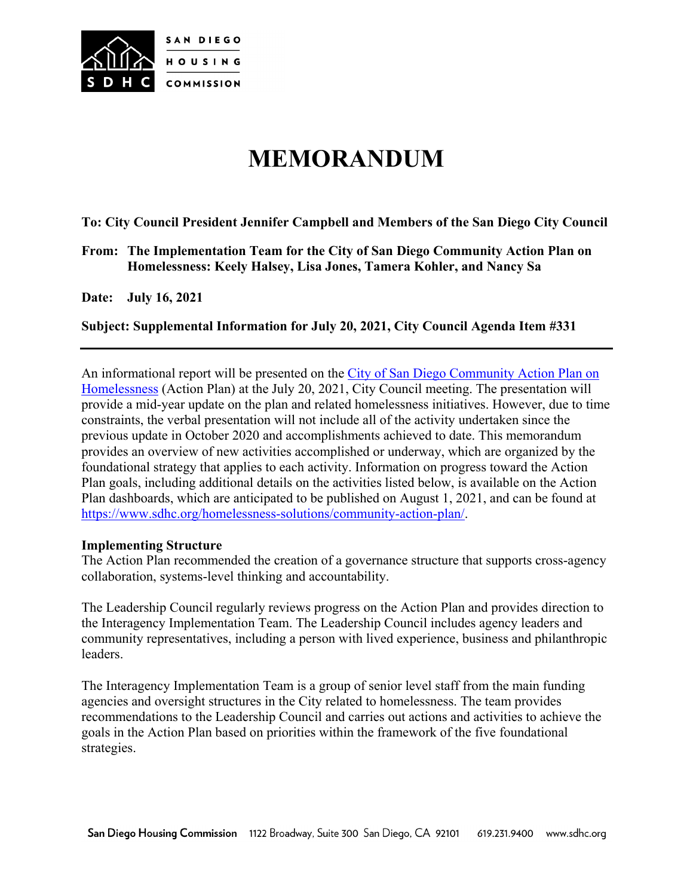SAN DIEGO HOUSING COMMISSION

# MEMORANDUM

**To: City Council President Jennifer Campbell and Members of the San Diego City Council**

**From: The Implementation Team for the City of San Diego Community Action Plan on Homelessness: Keely Halsey, Lisa Jones, Tamera Kohler, and Nancy Sa**

**Date: July 16, 2021**

**Subject: Supplemental Information for July 20, 2021, City Council Agenda Item #331**

---

An informational report will be presented on the City of San Diego Community Action Plan on Homelessness (Action Plan) at the July 20, 2021, City Council meeting. The presentation will provide a mid-year update on the plan and related homelessness initiatives. However, due to time constraints, the verbal presentation will not include all of the activity undertaken since the previous update in October 2020 and accomplishments achieved to date. This memorandum provides an overview of new activities accomplished or underway, which are organized by the foundational strategy that applies to each activity. Information on progress toward the Action Plan goals, including additional details on the activities listed below, is available on the Action Plan dashboards, which are anticipated to be published on August 1, 2021, and can be found at https://www.sdhc.org/homelessness-solutions/community-action-plan/.

**Implementing Structure**

The Action Plan recommended the creation of a governance structure that supports cross-agency collaboration, systems-level thinking and accountability.

The Leadership Council regularly reviews progress on the Action Plan and provides direction to the Interagency Implementation Team. The Leadership Council includes agency leaders and community representatives, including a person with lived experience, business and philanthropic leaders.

The Interagency Implementation Team is a group of senior level staff from the main funding agencies and oversight structures in the City related to homelessness. The team provides recommendations to the Leadership Council and carries out actions and activities to achieve the goals in the Action Plan based on priorities within the framework of the five foundational strategies.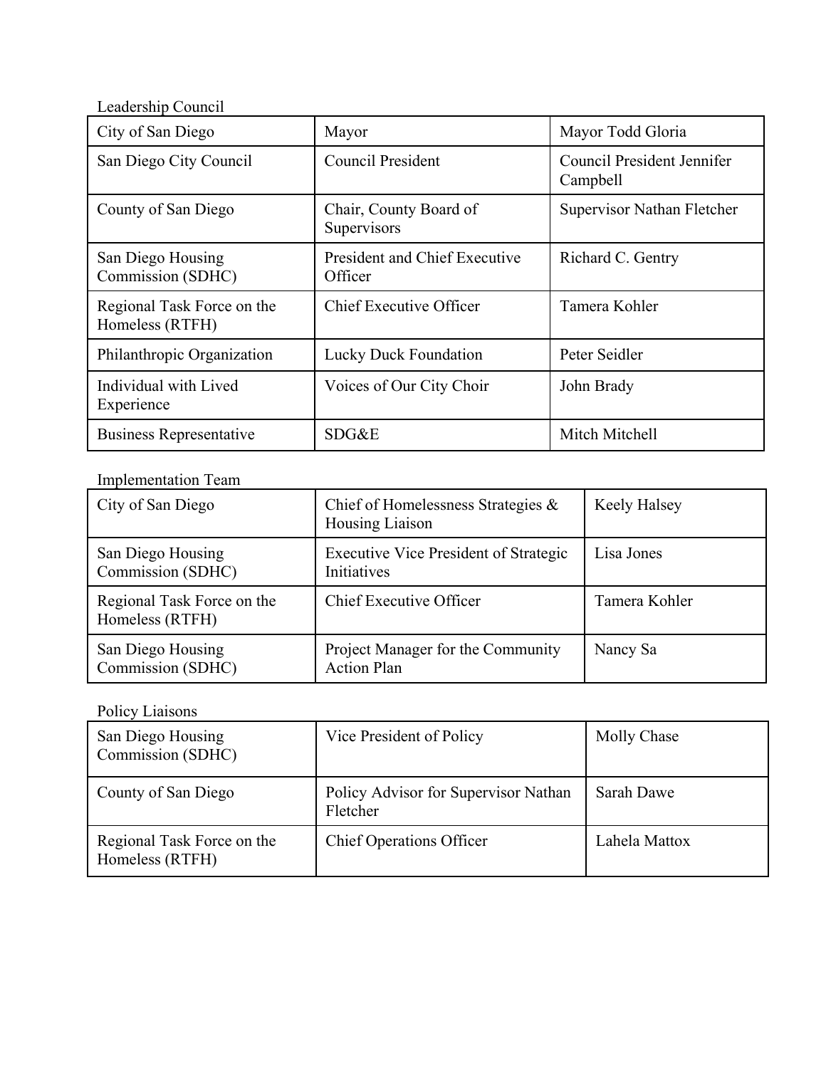Leadership Council

| | | |
|---|---|---|
| City of San Diego | Mayor | Mayor Todd Gloria |
| San Diego City Council | Council President | Council President Jennifer Campbell |
| County of San Diego | Chair, County Board of Supervisors | Supervisor Nathan Fletcher |
| San Diego Housing Commission (SDHC) | President and Chief Executive Officer | Richard C. Gentry |
| Regional Task Force on the Homeless (RTFH) | Chief Executive Officer | Tamera Kohler |
| Philanthropic Organization | Lucky Duck Foundation | Peter Seidler |
| Individual with Lived Experience | Voices of Our City Choir | John Brady |
| Business Representative | SDG&E | Mitch Mitchell |

Implementation Team

| | | |
|---|---|---|
| City of San Diego | Chief of Homelessness Strategies & Housing Liaison | Keely Halsey |
| San Diego Housing Commission (SDHC) | Executive Vice President of Strategic Initiatives | Lisa Jones |
| Regional Task Force on the Homeless (RTFH) | Chief Executive Officer | Tamera Kohler |
| San Diego Housing Commission (SDHC) | Project Manager for the Community Action Plan | Nancy Sa |

Policy Liaisons

| | | |
|---|---|---|
| San Diego Housing Commission (SDHC) | Vice President of Policy | Molly Chase |
| County of San Diego | Policy Advisor for Supervisor Nathan Fletcher | Sarah Dawe |
| Regional Task Force on the Homeless (RTFH) | Chief Operations Officer | Lahela Mattox |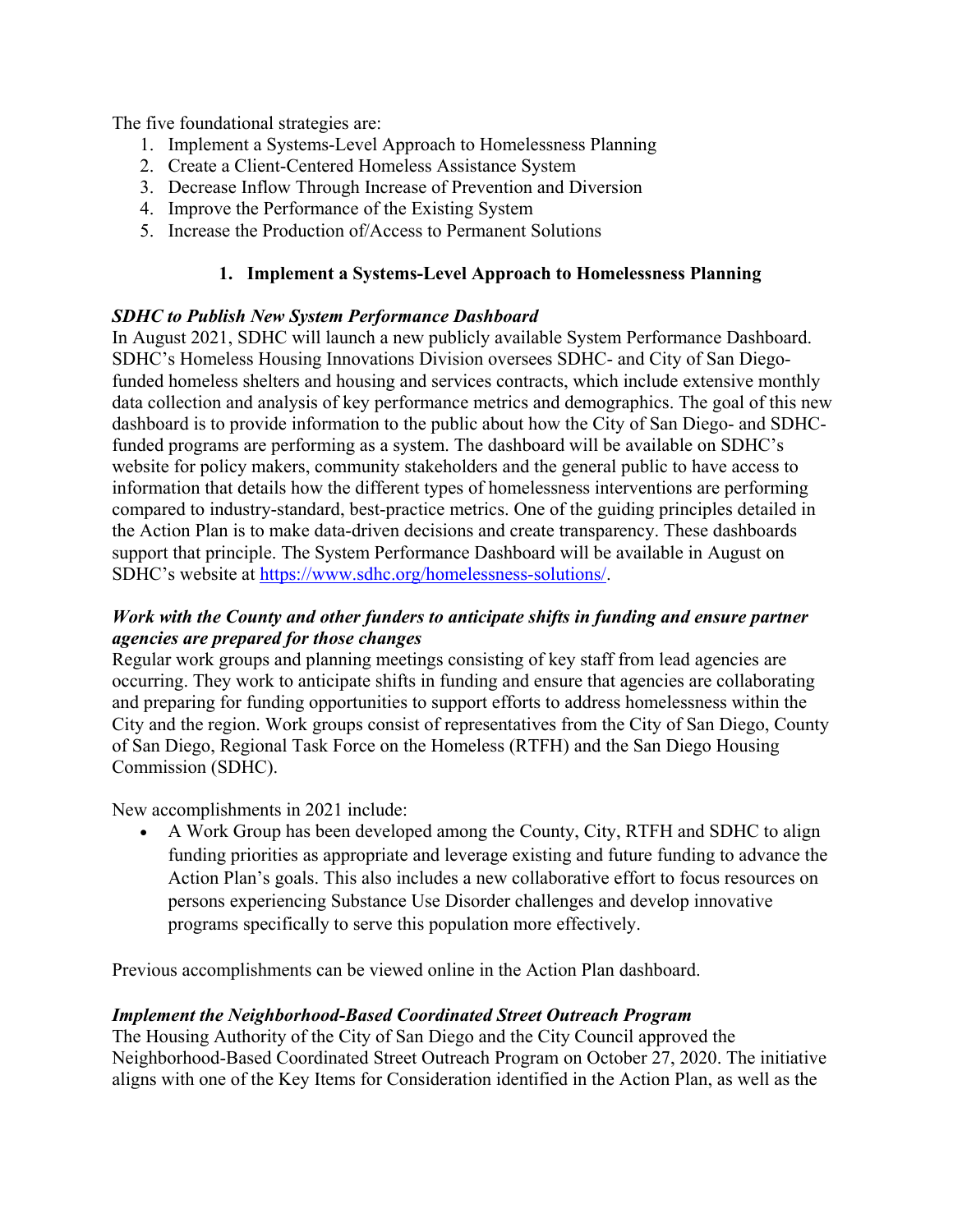The five foundational strategies are:

1. Implement a Systems-Level Approach to Homelessness Planning
2. Create a Client-Centered Homeless Assistance System
3. Decrease Inflow Through Increase of Prevention and Diversion
4. Improve the Performance of the Existing System
5. Increase the Production of/Access to Permanent Solutions

## 1. Implement a Systems-Level Approach to Homelessness Planning

### *SDHC to Publish New System Performance Dashboard*

In August 2021, SDHC will launch a new publicly available System Performance Dashboard. SDHC's Homeless Housing Innovations Division oversees SDHC- and City of San Diego-funded homeless shelters and housing and services contracts, which include extensive monthly data collection and analysis of key performance metrics and demographics. The goal of this new dashboard is to provide information to the public about how the City of San Diego- and SDHC-funded programs are performing as a system. The dashboard will be available on SDHC's website for policy makers, community stakeholders and the general public to have access to information that details how the different types of homelessness interventions are performing compared to industry-standard, best-practice metrics. One of the guiding principles detailed in the Action Plan is to make data-driven decisions and create transparency. These dashboards support that principle. The System Performance Dashboard will be available in August on SDHC's website at [https://www.sdhc.org/homelessness-solutions/](https://www.sdhc.org/homelessness-solutions/).

### *Work with the County and other funders to anticipate shifts in funding and ensure partner agencies are prepared for those changes*

Regular work groups and planning meetings consisting of key staff from lead agencies are occurring. They work to anticipate shifts in funding and ensure that agencies are collaborating and preparing for funding opportunities to support efforts to address homelessness within the City and the region. Work groups consist of representatives from the City of San Diego, County of San Diego, Regional Task Force on the Homeless (RTFH) and the San Diego Housing Commission (SDHC).

New accomplishments in 2021 include:

- A Work Group has been developed among the County, City, RTFH and SDHC to align funding priorities as appropriate and leverage existing and future funding to advance the Action Plan's goals. This also includes a new collaborative effort to focus resources on persons experiencing Substance Use Disorder challenges and develop innovative programs specifically to serve this population more effectively.

Previous accomplishments can be viewed online in the Action Plan dashboard.

### *Implement the Neighborhood-Based Coordinated Street Outreach Program*

The Housing Authority of the City of San Diego and the City Council approved the Neighborhood-Based Coordinated Street Outreach Program on October 27, 2020. The initiative aligns with one of the Key Items for Consideration identified in the Action Plan, as well as the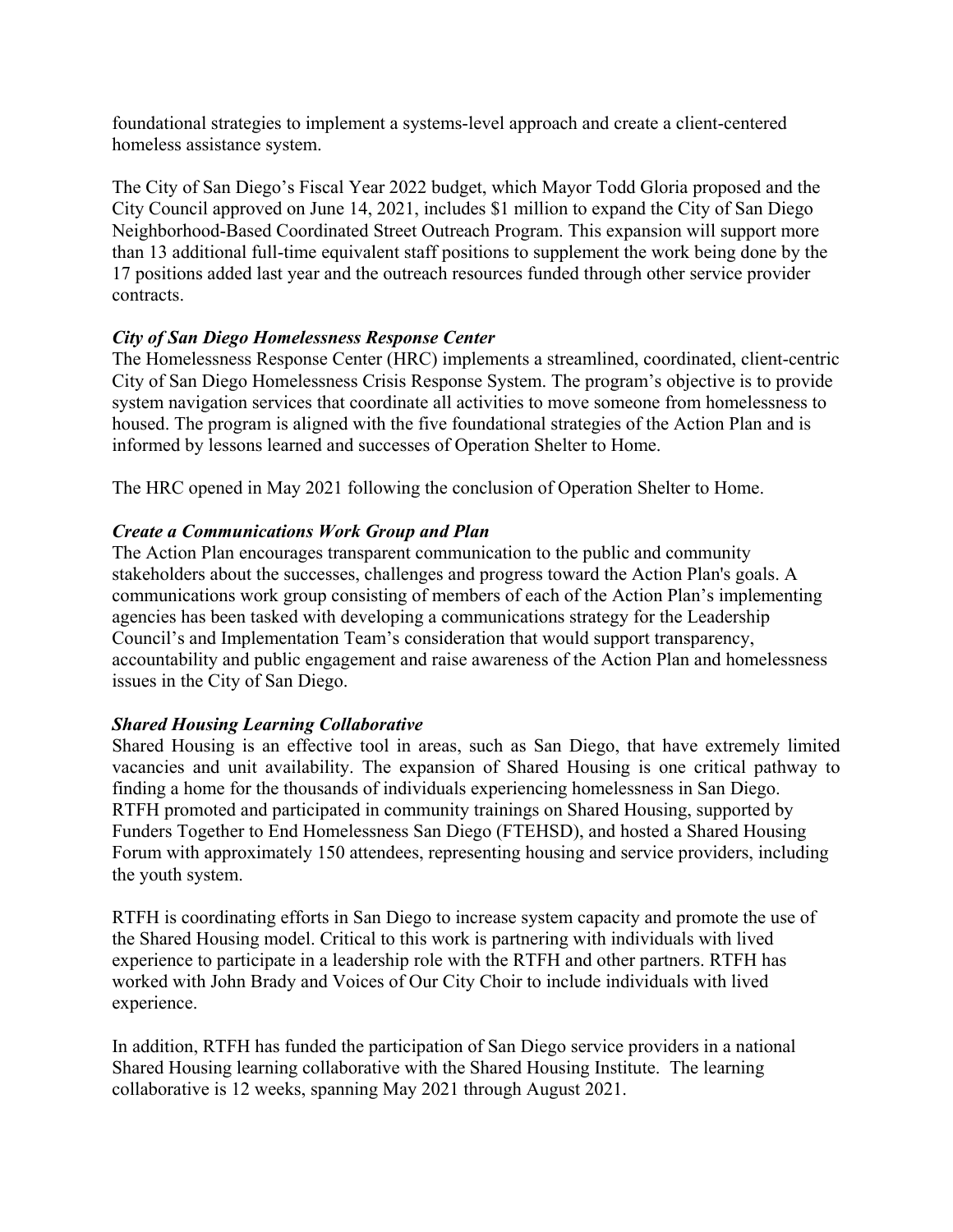foundational strategies to implement a systems-level approach and create a client-centered homeless assistance system.

The City of San Diego's Fiscal Year 2022 budget, which Mayor Todd Gloria proposed and the City Council approved on June 14, 2021, includes $1 million to expand the City of San Diego Neighborhood-Based Coordinated Street Outreach Program. This expansion will support more than 13 additional full-time equivalent staff positions to supplement the work being done by the 17 positions added last year and the outreach resources funded through other service provider contracts.

***City of San Diego Homelessness Response Center***

The Homelessness Response Center (HRC) implements a streamlined, coordinated, client-centric City of San Diego Homelessness Crisis Response System. The program's objective is to provide system navigation services that coordinate all activities to move someone from homelessness to housed. The program is aligned with the five foundational strategies of the Action Plan and is informed by lessons learned and successes of Operation Shelter to Home.

The HRC opened in May 2021 following the conclusion of Operation Shelter to Home.

***Create a Communications Work Group and Plan***

The Action Plan encourages transparent communication to the public and community stakeholders about the successes, challenges and progress toward the Action Plan's goals. A communications work group consisting of members of each of the Action Plan's implementing agencies has been tasked with developing a communications strategy for the Leadership Council's and Implementation Team's consideration that would support transparency, accountability and public engagement and raise awareness of the Action Plan and homelessness issues in the City of San Diego.

***Shared Housing Learning Collaborative***

Shared Housing is an effective tool in areas, such as San Diego, that have extremely limited vacancies and unit availability. The expansion of Shared Housing is one critical pathway to finding a home for the thousands of individuals experiencing homelessness in San Diego. RTFH promoted and participated in community trainings on Shared Housing, supported by Funders Together to End Homelessness San Diego (FTEHSD), and hosted a Shared Housing Forum with approximately 150 attendees, representing housing and service providers, including the youth system.

RTFH is coordinating efforts in San Diego to increase system capacity and promote the use of the Shared Housing model. Critical to this work is partnering with individuals with lived experience to participate in a leadership role with the RTFH and other partners. RTFH has worked with John Brady and Voices of Our City Choir to include individuals with lived experience.

In addition, RTFH has funded the participation of San Diego service providers in a national Shared Housing learning collaborative with the Shared Housing Institute. The learning collaborative is 12 weeks, spanning May 2021 through August 2021.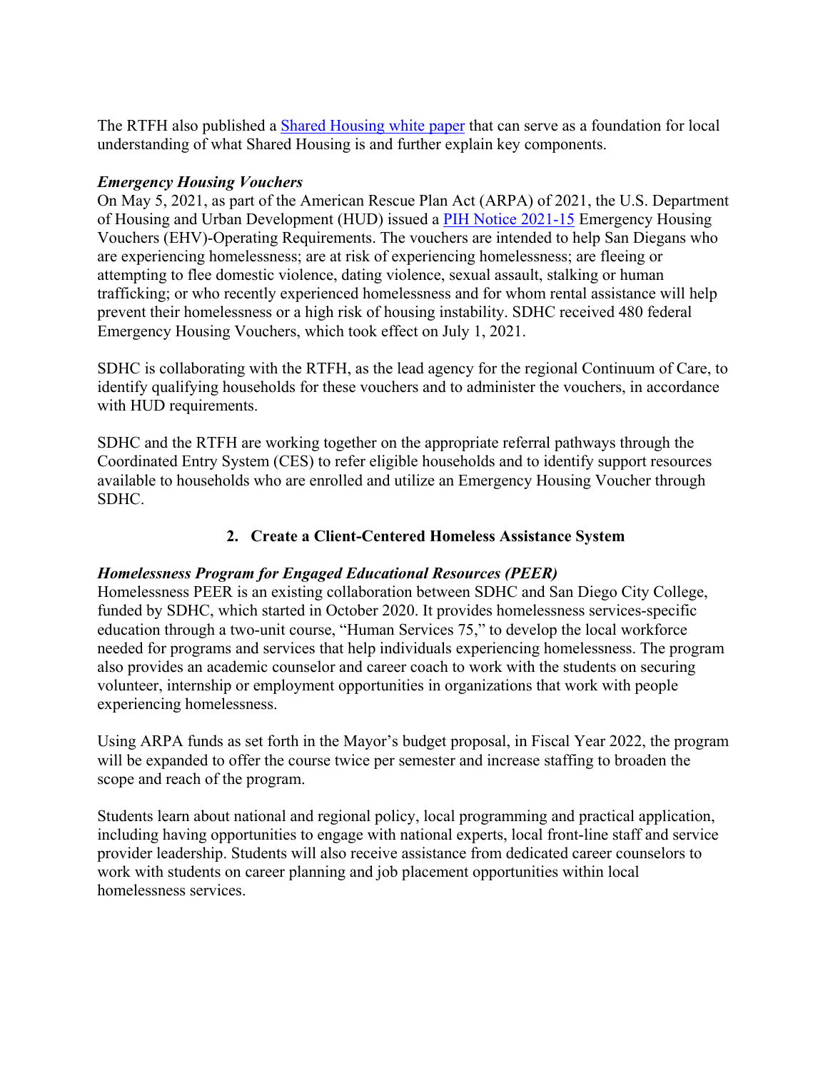The RTFH also published a [Shared Housing white paper](#) that can serve as a foundation for local understanding of what Shared Housing is and further explain key components.

***Emergency Housing Vouchers***

On May 5, 2021, as part of the American Rescue Plan Act (ARPA) of 2021, the U.S. Department of Housing and Urban Development (HUD) issued a [PIH Notice 2021-15](#) Emergency Housing Vouchers (EHV)-Operating Requirements. The vouchers are intended to help San Diegans who are experiencing homelessness; are at risk of experiencing homelessness; are fleeing or attempting to flee domestic violence, dating violence, sexual assault, stalking or human trafficking; or who recently experienced homelessness and for whom rental assistance will help prevent their homelessness or a high risk of housing instability. SDHC received 480 federal Emergency Housing Vouchers, which took effect on July 1, 2021.

SDHC is collaborating with the RTFH, as the lead agency for the regional Continuum of Care, to identify qualifying households for these vouchers and to administer the vouchers, in accordance with HUD requirements.

SDHC and the RTFH are working together on the appropriate referral pathways through the Coordinated Entry System (CES) to refer eligible households and to identify support resources available to households who are enrolled and utilize an Emergency Housing Voucher through SDHC.

## 2. Create a Client-Centered Homeless Assistance System

***Homelessness Program for Engaged Educational Resources (PEER)***

Homelessness PEER is an existing collaboration between SDHC and San Diego City College, funded by SDHC, which started in October 2020. It provides homelessness services-specific education through a two-unit course, "Human Services 75," to develop the local workforce needed for programs and services that help individuals experiencing homelessness. The program also provides an academic counselor and career coach to work with the students on securing volunteer, internship or employment opportunities in organizations that work with people experiencing homelessness.

Using ARPA funds as set forth in the Mayor's budget proposal, in Fiscal Year 2022, the program will be expanded to offer the course twice per semester and increase staffing to broaden the scope and reach of the program.

Students learn about national and regional policy, local programming and practical application, including having opportunities to engage with national experts, local front-line staff and service provider leadership. Students will also receive assistance from dedicated career counselors to work with students on career planning and job placement opportunities within local homelessness services.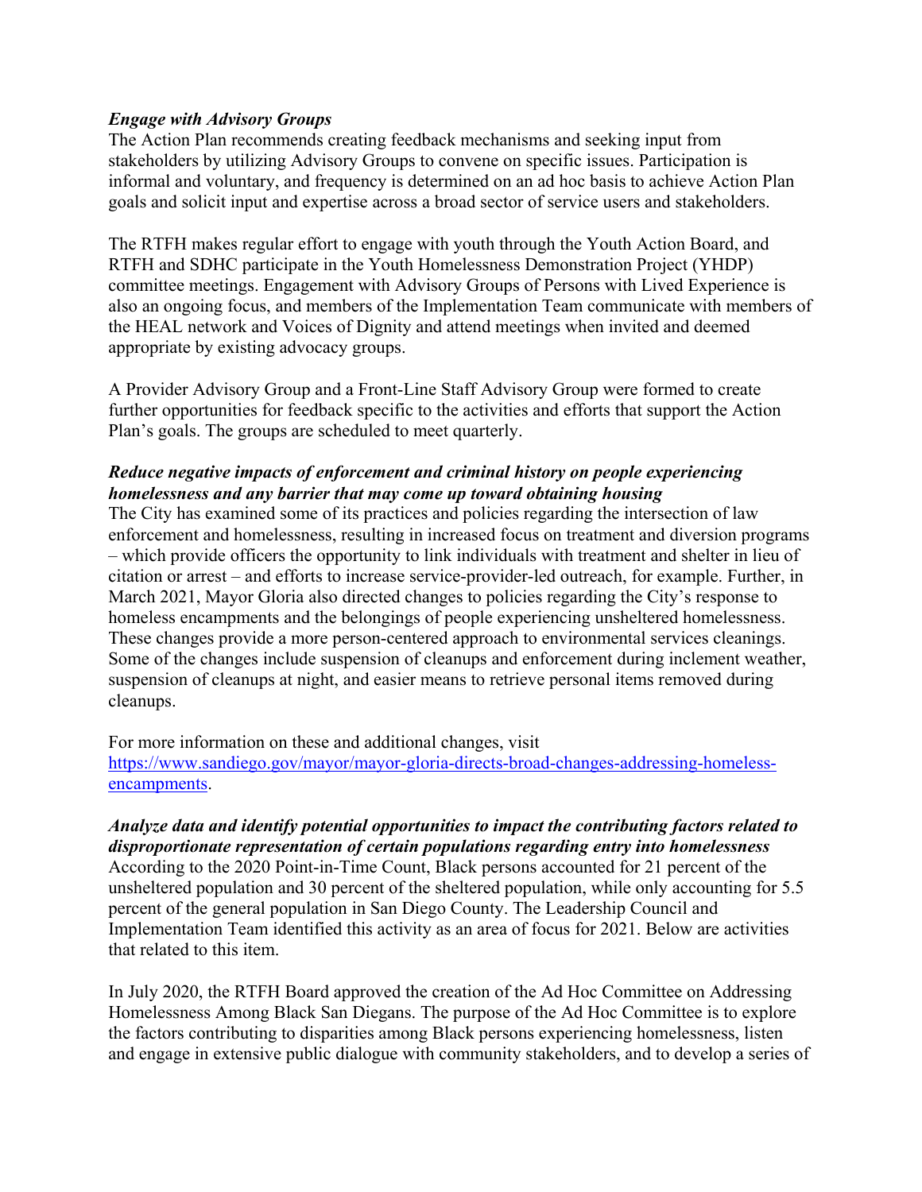***Engage with Advisory Groups***
The Action Plan recommends creating feedback mechanisms and seeking input from stakeholders by utilizing Advisory Groups to convene on specific issues. Participation is informal and voluntary, and frequency is determined on an ad hoc basis to achieve Action Plan goals and solicit input and expertise across a broad sector of service users and stakeholders.

The RTFH makes regular effort to engage with youth through the Youth Action Board, and RTFH and SDHC participate in the Youth Homelessness Demonstration Project (YHDP) committee meetings. Engagement with Advisory Groups of Persons with Lived Experience is also an ongoing focus, and members of the Implementation Team communicate with members of the HEAL network and Voices of Dignity and attend meetings when invited and deemed appropriate by existing advocacy groups.

A Provider Advisory Group and a Front-Line Staff Advisory Group were formed to create further opportunities for feedback specific to the activities and efforts that support the Action Plan's goals. The groups are scheduled to meet quarterly.

***Reduce negative impacts of enforcement and criminal history on people experiencing homelessness and any barrier that may come up toward obtaining housing***
The City has examined some of its practices and policies regarding the intersection of law enforcement and homelessness, resulting in increased focus on treatment and diversion programs – which provide officers the opportunity to link individuals with treatment and shelter in lieu of citation or arrest – and efforts to increase service-provider-led outreach, for example. Further, in March 2021, Mayor Gloria also directed changes to policies regarding the City's response to homeless encampments and the belongings of people experiencing unsheltered homelessness. These changes provide a more person-centered approach to environmental services cleanings. Some of the changes include suspension of cleanups and enforcement during inclement weather, suspension of cleanups at night, and easier means to retrieve personal items removed during cleanups.

For more information on these and additional changes, visit https://www.sandiego.gov/mayor/mayor-gloria-directs-broad-changes-addressing-homeless-encampments.

***Analyze data and identify potential opportunities to impact the contributing factors related to disproportionate representation of certain populations regarding entry into homelessness***
According to the 2020 Point-in-Time Count, Black persons accounted for 21 percent of the unsheltered population and 30 percent of the sheltered population, while only accounting for 5.5 percent of the general population in San Diego County. The Leadership Council and Implementation Team identified this activity as an area of focus for 2021. Below are activities that related to this item.

In July 2020, the RTFH Board approved the creation of the Ad Hoc Committee on Addressing Homelessness Among Black San Diegans. The purpose of the Ad Hoc Committee is to explore the factors contributing to disparities among Black persons experiencing homelessness, listen and engage in extensive public dialogue with community stakeholders, and to develop a series of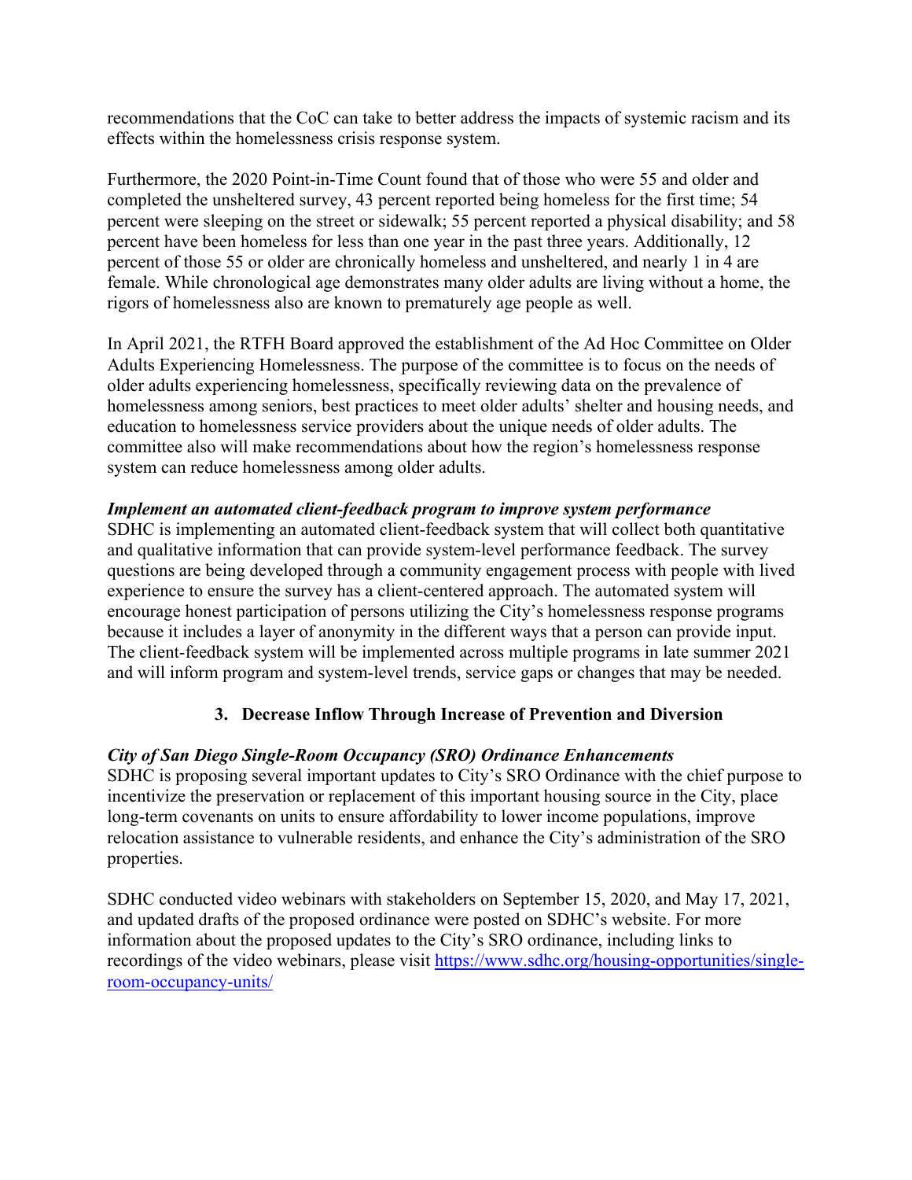recommendations that the CoC can take to better address the impacts of systemic racism and its effects within the homelessness crisis response system.

Furthermore, the 2020 Point-in-Time Count found that of those who were 55 and older and completed the unsheltered survey, 43 percent reported being homeless for the first time; 54 percent were sleeping on the street or sidewalk; 55 percent reported a physical disability; and 58 percent have been homeless for less than one year in the past three years. Additionally, 12 percent of those 55 or older are chronically homeless and unsheltered, and nearly 1 in 4 are female. While chronological age demonstrates many older adults are living without a home, the rigors of homelessness also are known to prematurely age people as well.

In April 2021, the RTFH Board approved the establishment of the Ad Hoc Committee on Older Adults Experiencing Homelessness. The purpose of the committee is to focus on the needs of older adults experiencing homelessness, specifically reviewing data on the prevalence of homelessness among seniors, best practices to meet older adults' shelter and housing needs, and education to homelessness service providers about the unique needs of older adults. The committee also will make recommendations about how the region's homelessness response system can reduce homelessness among older adults.

***Implement an automated client-feedback program to improve system performance***

SDHC is implementing an automated client-feedback system that will collect both quantitative and qualitative information that can provide system-level performance feedback. The survey questions are being developed through a community engagement process with people with lived experience to ensure the survey has a client-centered approach. The automated system will encourage honest participation of persons utilizing the City's homelessness response programs because it includes a layer of anonymity in the different ways that a person can provide input. The client-feedback system will be implemented across multiple programs in late summer 2021 and will inform program and system-level trends, service gaps or changes that may be needed.

### 3. Decrease Inflow Through Increase of Prevention and Diversion

***City of San Diego Single-Room Occupancy (SRO) Ordinance Enhancements***

SDHC is proposing several important updates to City's SRO Ordinance with the chief purpose to incentivize the preservation or replacement of this important housing source in the City, place long-term covenants on units to ensure affordability to lower income populations, improve relocation assistance to vulnerable residents, and enhance the City's administration of the SRO properties.

SDHC conducted video webinars with stakeholders on September 15, 2020, and May 17, 2021, and updated drafts of the proposed ordinance were posted on SDHC's website. For more information about the proposed updates to the City's SRO ordinance, including links to recordings of the video webinars, please visit https://www.sdhc.org/housing-opportunities/single-room-occupancy-units/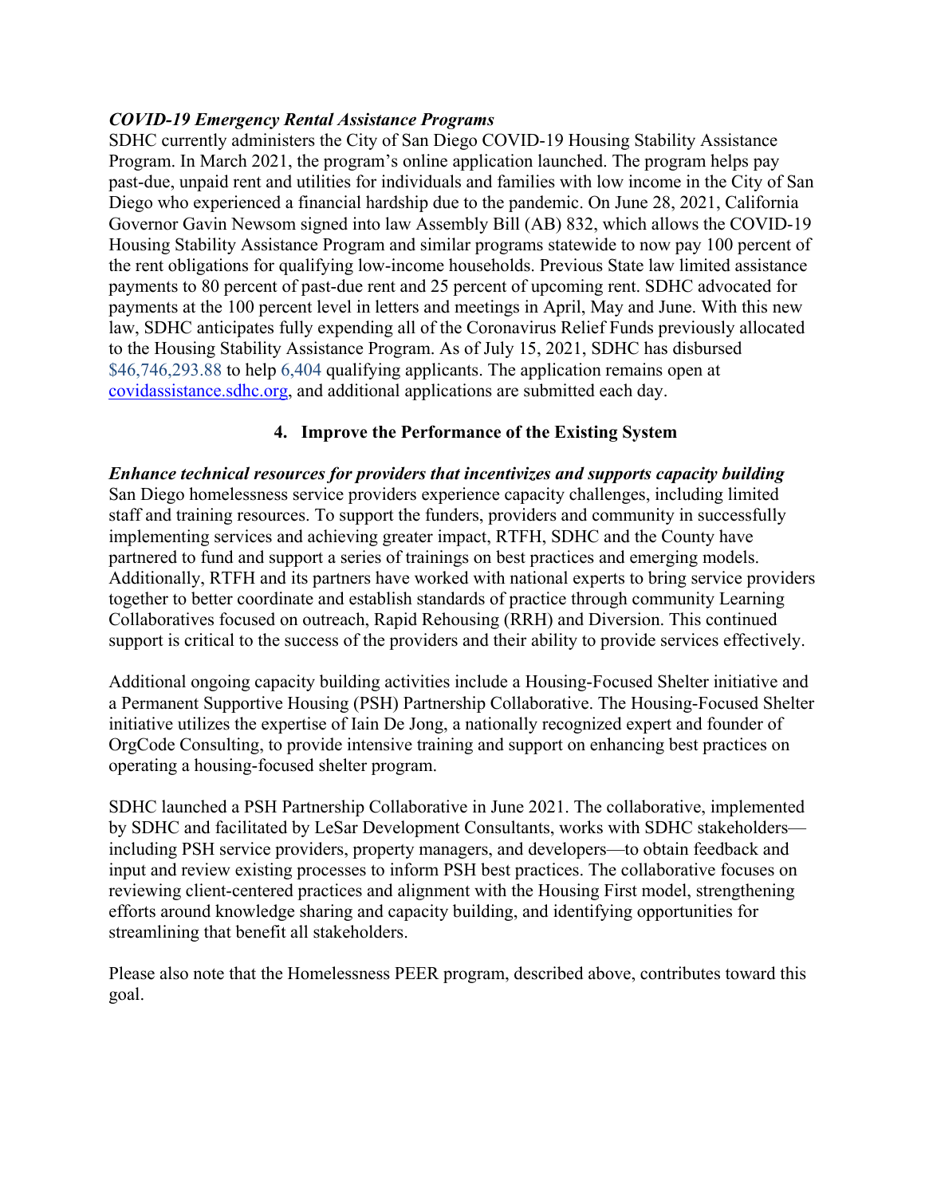***COVID-19 Emergency Rental Assistance Programs***

SDHC currently administers the City of San Diego COVID-19 Housing Stability Assistance Program. In March 2021, the program's online application launched. The program helps pay past-due, unpaid rent and utilities for individuals and families with low income in the City of San Diego who experienced a financial hardship due to the pandemic. On June 28, 2021, California Governor Gavin Newsom signed into law Assembly Bill (AB) 832, which allows the COVID-19 Housing Stability Assistance Program and similar programs statewide to now pay 100 percent of the rent obligations for qualifying low-income households. Previous State law limited assistance payments to 80 percent of past-due rent and 25 percent of upcoming rent. SDHC advocated for payments at the 100 percent level in letters and meetings in April, May and June. With this new law, SDHC anticipates fully expending all of the Coronavirus Relief Funds previously allocated to the Housing Stability Assistance Program. As of July 15, 2021, SDHC has disbursed $46,746,293.88 to help 6,404 qualifying applicants. The application remains open at covidassistance.sdhc.org, and additional applications are submitted each day.

## 4. Improve the Performance of the Existing System

***Enhance technical resources for providers that incentivizes and supports capacity building***

San Diego homelessness service providers experience capacity challenges, including limited staff and training resources. To support the funders, providers and community in successfully implementing services and achieving greater impact, RTFH, SDHC and the County have partnered to fund and support a series of trainings on best practices and emerging models. Additionally, RTFH and its partners have worked with national experts to bring service providers together to better coordinate and establish standards of practice through community Learning Collaboratives focused on outreach, Rapid Rehousing (RRH) and Diversion. This continued support is critical to the success of the providers and their ability to provide services effectively.

Additional ongoing capacity building activities include a Housing-Focused Shelter initiative and a Permanent Supportive Housing (PSH) Partnership Collaborative. The Housing-Focused Shelter initiative utilizes the expertise of Iain De Jong, a nationally recognized expert and founder of OrgCode Consulting, to provide intensive training and support on enhancing best practices on operating a housing-focused shelter program.

SDHC launched a PSH Partnership Collaborative in June 2021. The collaborative, implemented by SDHC and facilitated by LeSar Development Consultants, works with SDHC stakeholders—including PSH service providers, property managers, and developers—to obtain feedback and input and review existing processes to inform PSH best practices. The collaborative focuses on reviewing client-centered practices and alignment with the Housing First model, strengthening efforts around knowledge sharing and capacity building, and identifying opportunities for streamlining that benefit all stakeholders.

Please also note that the Homelessness PEER program, described above, contributes toward this goal.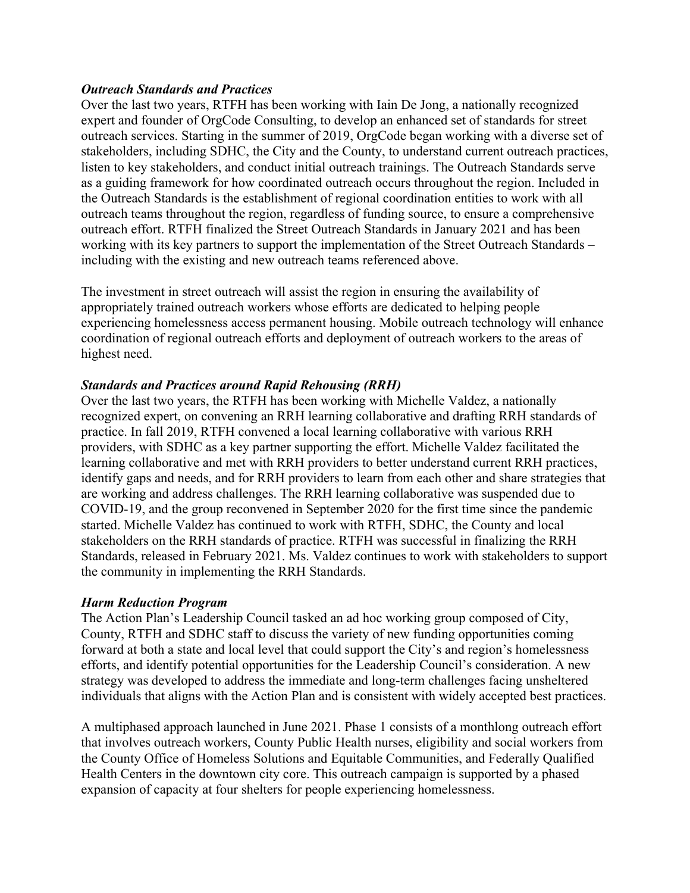***Outreach Standards and Practices***

Over the last two years, RTFH has been working with Iain De Jong, a nationally recognized expert and founder of OrgCode Consulting, to develop an enhanced set of standards for street outreach services. Starting in the summer of 2019, OrgCode began working with a diverse set of stakeholders, including SDHC, the City and the County, to understand current outreach practices, listen to key stakeholders, and conduct initial outreach trainings. The Outreach Standards serve as a guiding framework for how coordinated outreach occurs throughout the region. Included in the Outreach Standards is the establishment of regional coordination entities to work with all outreach teams throughout the region, regardless of funding source, to ensure a comprehensive outreach effort. RTFH finalized the Street Outreach Standards in January 2021 and has been working with its key partners to support the implementation of the Street Outreach Standards – including with the existing and new outreach teams referenced above.

The investment in street outreach will assist the region in ensuring the availability of appropriately trained outreach workers whose efforts are dedicated to helping people experiencing homelessness access permanent housing. Mobile outreach technology will enhance coordination of regional outreach efforts and deployment of outreach workers to the areas of highest need.

***Standards and Practices around Rapid Rehousing (RRH)***

Over the last two years, the RTFH has been working with Michelle Valdez, a nationally recognized expert, on convening an RRH learning collaborative and drafting RRH standards of practice. In fall 2019, RTFH convened a local learning collaborative with various RRH providers, with SDHC as a key partner supporting the effort. Michelle Valdez facilitated the learning collaborative and met with RRH providers to better understand current RRH practices, identify gaps and needs, and for RRH providers to learn from each other and share strategies that are working and address challenges. The RRH learning collaborative was suspended due to COVID-19, and the group reconvened in September 2020 for the first time since the pandemic started. Michelle Valdez has continued to work with RTFH, SDHC, the County and local stakeholders on the RRH standards of practice. RTFH was successful in finalizing the RRH Standards, released in February 2021. Ms. Valdez continues to work with stakeholders to support the community in implementing the RRH Standards.

***Harm Reduction Program***

The Action Plan's Leadership Council tasked an ad hoc working group composed of City, County, RTFH and SDHC staff to discuss the variety of new funding opportunities coming forward at both a state and local level that could support the City's and region's homelessness efforts, and identify potential opportunities for the Leadership Council's consideration. A new strategy was developed to address the immediate and long-term challenges facing unsheltered individuals that aligns with the Action Plan and is consistent with widely accepted best practices.

A multiphased approach launched in June 2021. Phase 1 consists of a monthlong outreach effort that involves outreach workers, County Public Health nurses, eligibility and social workers from the County Office of Homeless Solutions and Equitable Communities, and Federally Qualified Health Centers in the downtown city core. This outreach campaign is supported by a phased expansion of capacity at four shelters for people experiencing homelessness.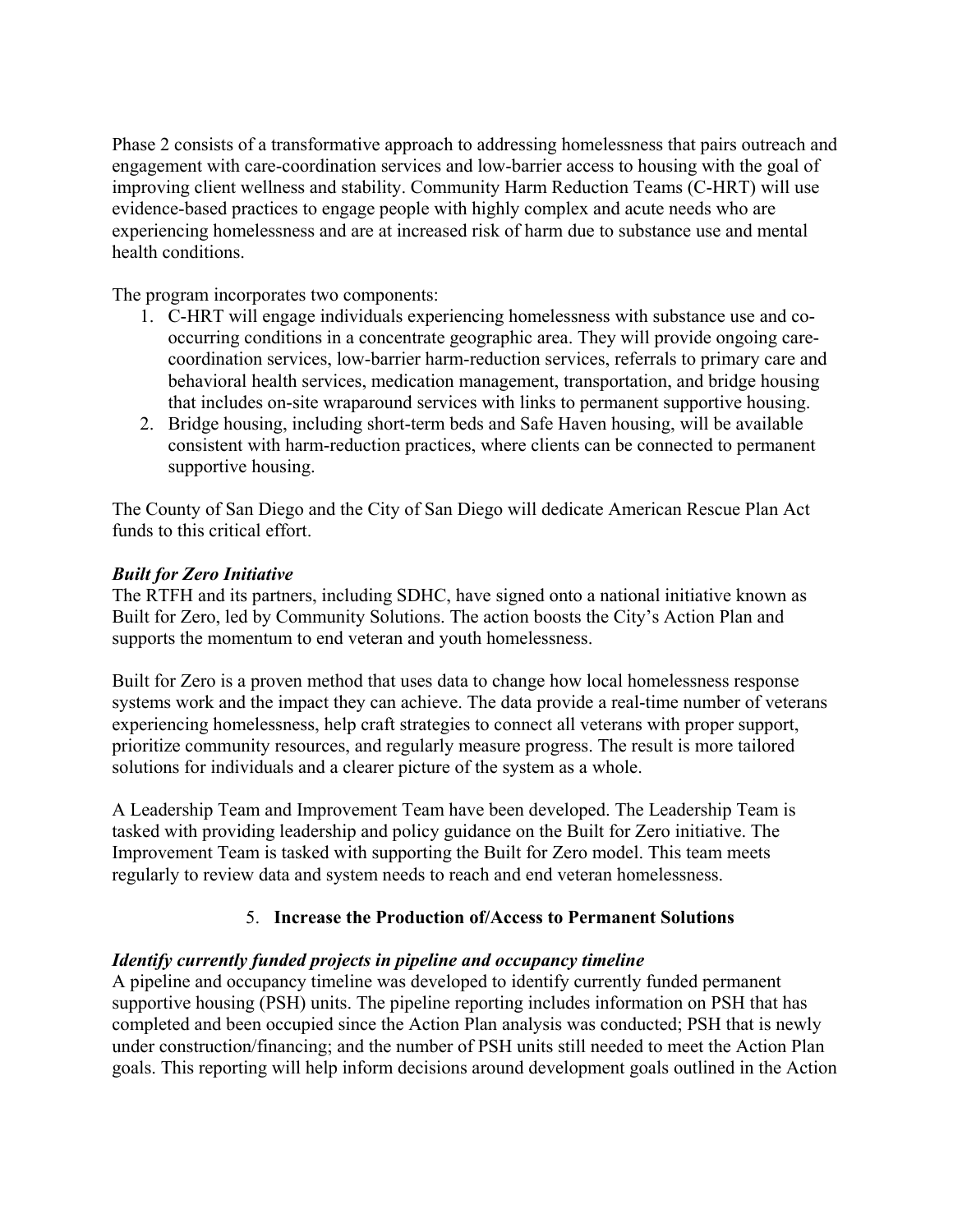Phase 2 consists of a transformative approach to addressing homelessness that pairs outreach and engagement with care-coordination services and low-barrier access to housing with the goal of improving client wellness and stability. Community Harm Reduction Teams (C-HRT) will use evidence-based practices to engage people with highly complex and acute needs who are experiencing homelessness and are at increased risk of harm due to substance use and mental health conditions.

The program incorporates two components:

1. C-HRT will engage individuals experiencing homelessness with substance use and co-occurring conditions in a concentrate geographic area. They will provide ongoing care-coordination services, low-barrier harm-reduction services, referrals to primary care and behavioral health services, medication management, transportation, and bridge housing that includes on-site wraparound services with links to permanent supportive housing.
2. Bridge housing, including short-term beds and Safe Haven housing, will be available consistent with harm-reduction practices, where clients can be connected to permanent supportive housing.

The County of San Diego and the City of San Diego will dedicate American Rescue Plan Act funds to this critical effort.

***Built for Zero Initiative***

The RTFH and its partners, including SDHC, have signed onto a national initiative known as Built for Zero, led by Community Solutions. The action boosts the City's Action Plan and supports the momentum to end veteran and youth homelessness.

Built for Zero is a proven method that uses data to change how local homelessness response systems work and the impact they can achieve. The data provide a real-time number of veterans experiencing homelessness, help craft strategies to connect all veterans with proper support, prioritize community resources, and regularly measure progress. The result is more tailored solutions for individuals and a clearer picture of the system as a whole.

A Leadership Team and Improvement Team have been developed. The Leadership Team is tasked with providing leadership and policy guidance on the Built for Zero initiative. The Improvement Team is tasked with supporting the Built for Zero model. This team meets regularly to review data and system needs to reach and end veteran homelessness.

## 5. **Increase the Production of/Access to Permanent Solutions**

***Identify currently funded projects in pipeline and occupancy timeline***

A pipeline and occupancy timeline was developed to identify currently funded permanent supportive housing (PSH) units. The pipeline reporting includes information on PSH that has completed and been occupied since the Action Plan analysis was conducted; PSH that is newly under construction/financing; and the number of PSH units still needed to meet the Action Plan goals. This reporting will help inform decisions around development goals outlined in the Action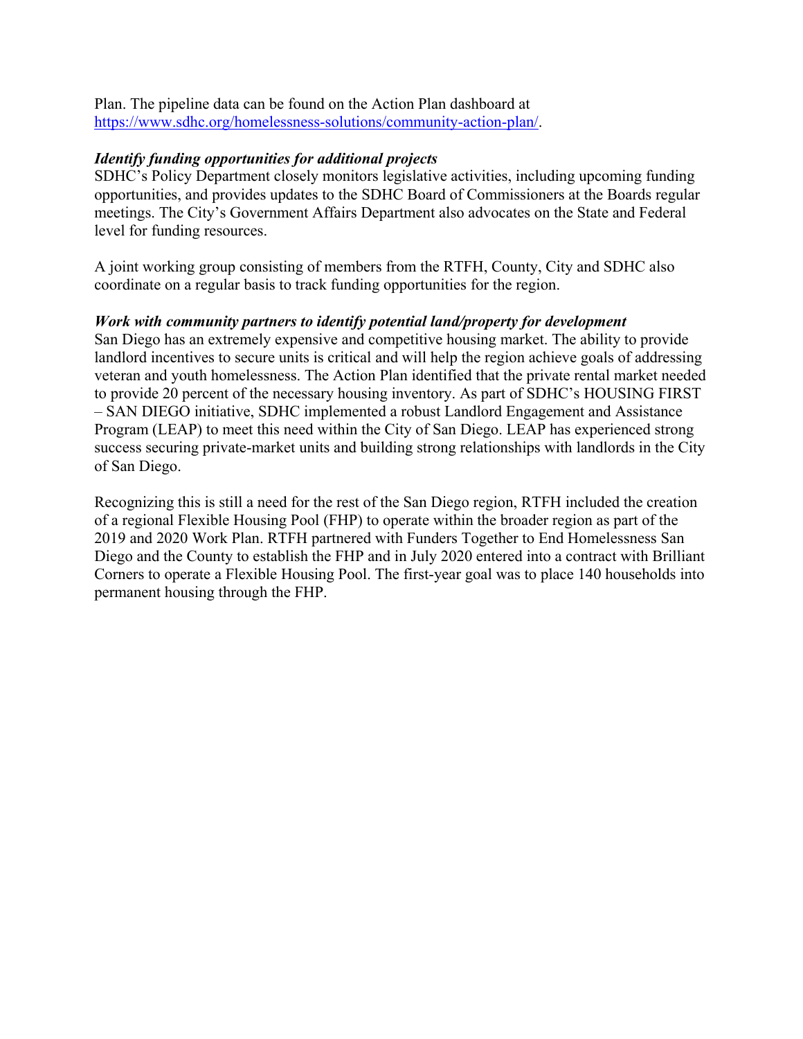Plan. The pipeline data can be found on the Action Plan dashboard at https://www.sdhc.org/homelessness-solutions/community-action-plan/.

***Identify funding opportunities for additional projects***

SDHC's Policy Department closely monitors legislative activities, including upcoming funding opportunities, and provides updates to the SDHC Board of Commissioners at the Boards regular meetings. The City's Government Affairs Department also advocates on the State and Federal level for funding resources.

A joint working group consisting of members from the RTFH, County, City and SDHC also coordinate on a regular basis to track funding opportunities for the region.

***Work with community partners to identify potential land/property for development***

San Diego has an extremely expensive and competitive housing market. The ability to provide landlord incentives to secure units is critical and will help the region achieve goals of addressing veteran and youth homelessness. The Action Plan identified that the private rental market needed to provide 20 percent of the necessary housing inventory. As part of SDHC's HOUSING FIRST – SAN DIEGO initiative, SDHC implemented a robust Landlord Engagement and Assistance Program (LEAP) to meet this need within the City of San Diego. LEAP has experienced strong success securing private-market units and building strong relationships with landlords in the City of San Diego.

Recognizing this is still a need for the rest of the San Diego region, RTFH included the creation of a regional Flexible Housing Pool (FHP) to operate within the broader region as part of the 2019 and 2020 Work Plan. RTFH partnered with Funders Together to End Homelessness San Diego and the County to establish the FHP and in July 2020 entered into a contract with Brilliant Corners to operate a Flexible Housing Pool. The first-year goal was to place 140 households into permanent housing through the FHP.